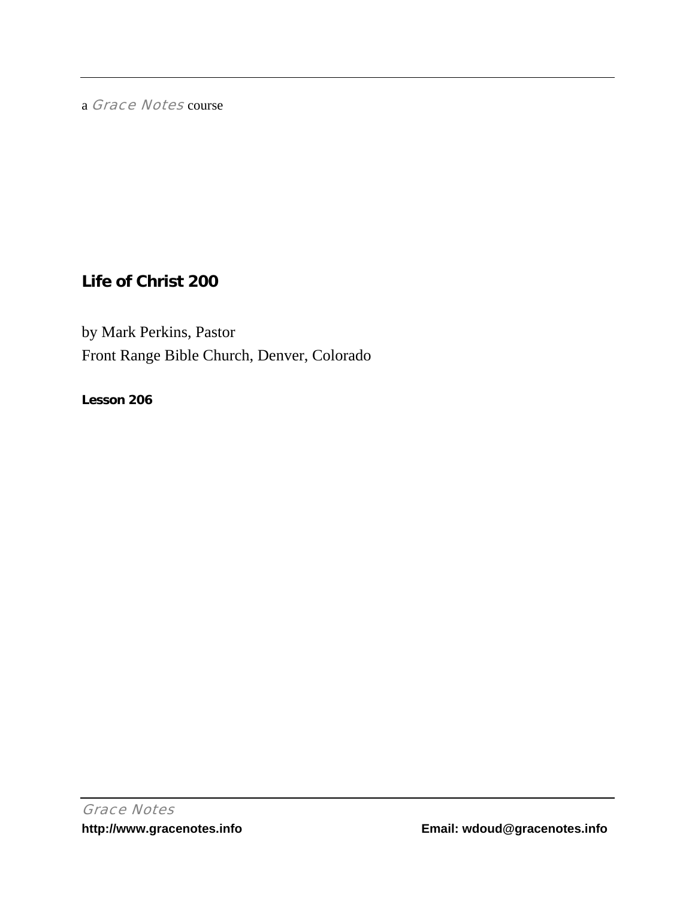a *Grace Notes* course

# Life of Christ 200

by Mark Perkins, Pastor

Front Range Bible Church, Denver, Colorado

**Lesson 206**

*Grace Notes*

**http://www.gracenotes.info** **Email: wdoud@gracenotes.info**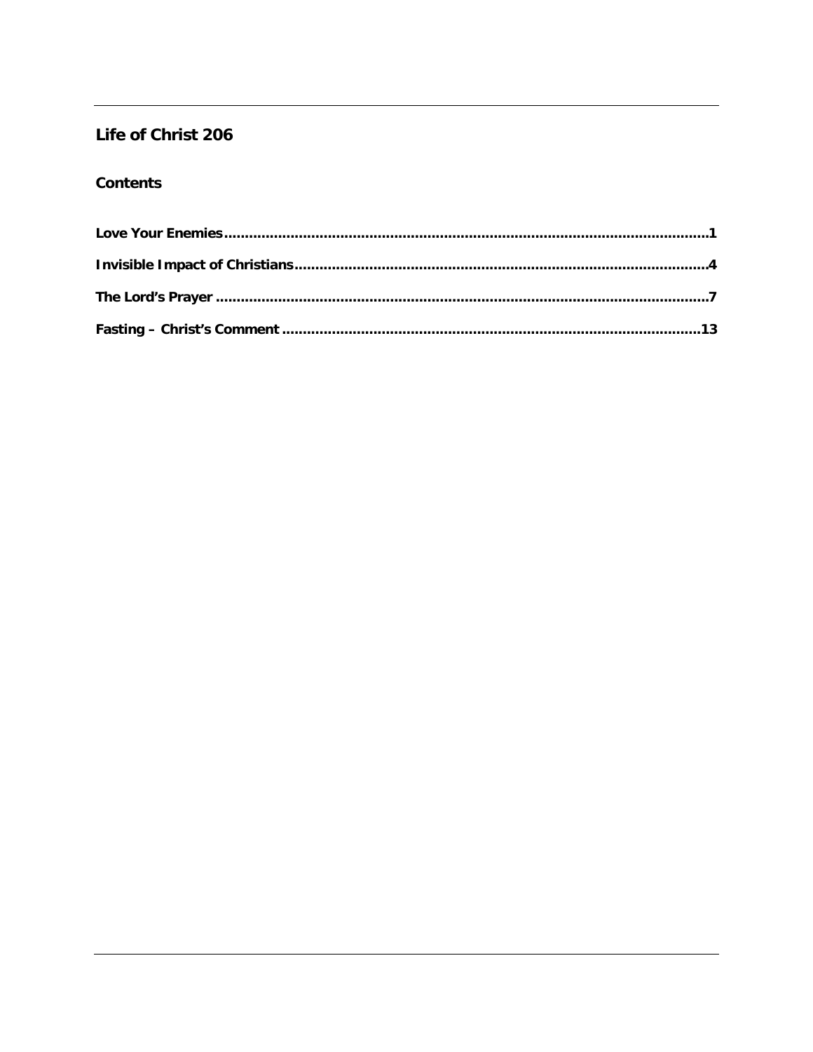# Life of Christ 206

## Contents

**Love Your Enemies....................................................................................................................1**

**Invisible Impact of Christians..................................................................................................4**

**The Lord's Prayer .....................................................................................................................7**

**Fasting – Christ's Comment ....................................................................................................13**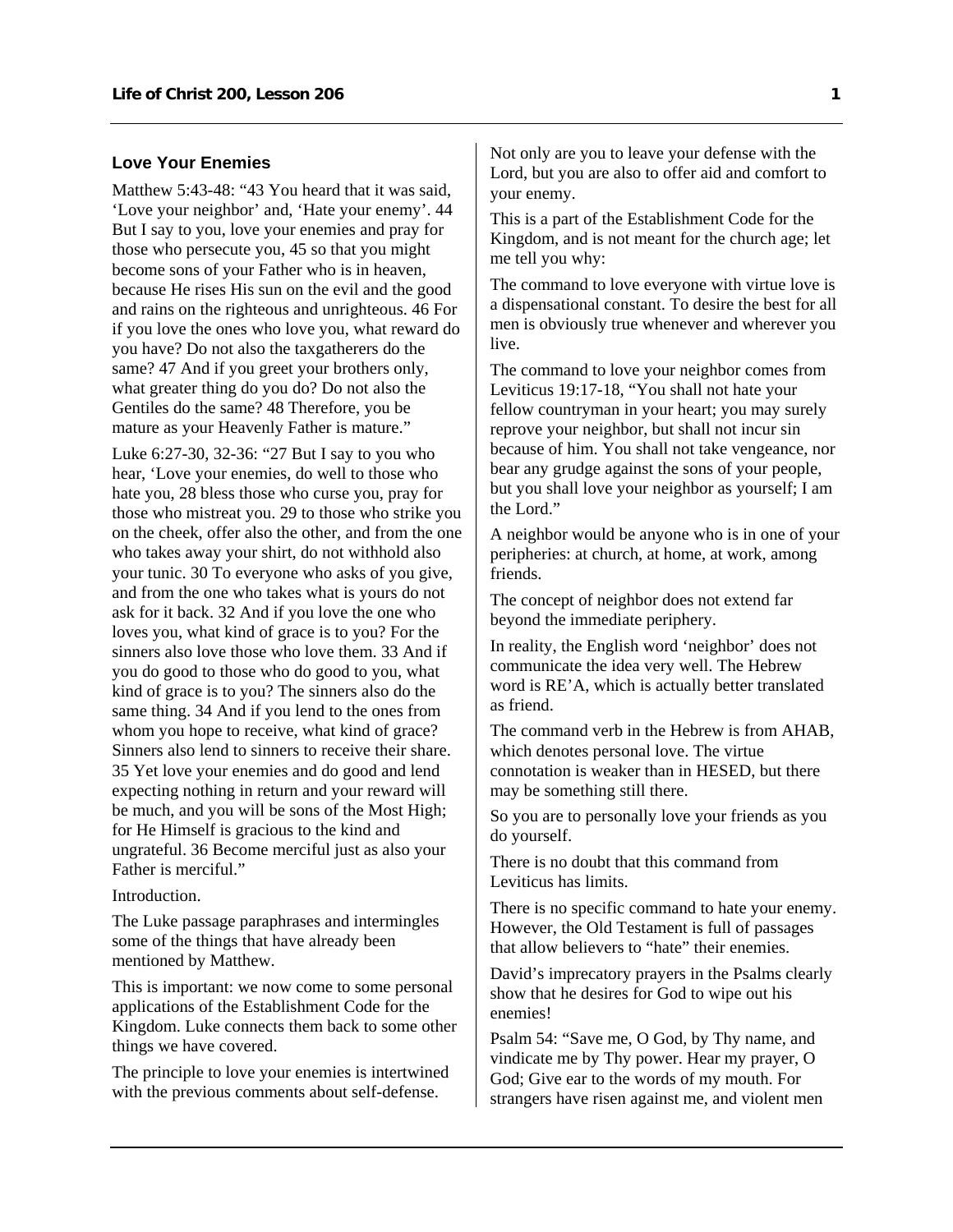### Love Your Enemies

Matthew 5:43-48: "43 You heard that it was said, 'Love your neighbor' and, 'Hate your enemy'. 44 But I say to you, love your enemies and pray for those who persecute you, 45 so that you might become sons of your Father who is in heaven, because He rises His sun on the evil and the good and rains on the righteous and unrighteous. 46 For if you love the ones who love you, what reward do you have? Do not also the taxgatherers do the same? 47 And if you greet your brothers only, what greater thing do you do? Do not also the Gentiles do the same? 48 Therefore, you be mature as your Heavenly Father is mature."

Luke 6:27-30, 32-36: "27 But I say to you who hear, 'Love your enemies, do well to those who hate you, 28 bless those who curse you, pray for those who mistreat you. 29 to those who strike you on the cheek, offer also the other, and from the one who takes away your shirt, do not withhold also your tunic. 30 To everyone who asks of you give, and from the one who takes what is yours do not ask for it back. 32 And if you love the one who loves you, what kind of grace is to you? For the sinners also love those who love them. 33 And if you do good to those who do good to you, what kind of grace is to you? The sinners also do the same thing. 34 And if you lend to the ones from whom you hope to receive, what kind of grace? Sinners also lend to sinners to receive their share. 35 Yet love your enemies and do good and lend expecting nothing in return and your reward will be much, and you will be sons of the Most High; for He Himself is gracious to the kind and ungrateful. 36 Become merciful just as also your Father is merciful."

Introduction.

The Luke passage paraphrases and intermingles some of the things that have already been mentioned by Matthew.

This is important: we now come to some personal applications of the Establishment Code for the Kingdom. Luke connects them back to some other things we have covered.

The principle to love your enemies is intertwined with the previous comments about self-defense.

Not only are you to leave your defense with the Lord, but you are also to offer aid and comfort to your enemy.

This is a part of the Establishment Code for the Kingdom, and is not meant for the church age; let me tell you why:

The command to love everyone with virtue love is a dispensational constant. To desire the best for all men is obviously true whenever and wherever you live.

The command to love your neighbor comes from Leviticus 19:17-18, "You shall not hate your fellow countryman in your heart; you may surely reprove your neighbor, but shall not incur sin because of him. You shall not take vengeance, nor bear any grudge against the sons of your people, but you shall love your neighbor as yourself; I am the Lord."

A neighbor would be anyone who is in one of your peripheries: at church, at home, at work, among friends.

The concept of neighbor does not extend far beyond the immediate periphery.

In reality, the English word 'neighbor' does not communicate the idea very well. The Hebrew word is RE'A, which is actually better translated as friend.

The command verb in the Hebrew is from AHAB, which denotes personal love. The virtue connotation is weaker than in HESED, but there may be something still there.

So you are to personally love your friends as you do yourself.

There is no doubt that this command from Leviticus has limits.

There is no specific command to hate your enemy. However, the Old Testament is full of passages that allow believers to "hate" their enemies.

David's imprecatory prayers in the Psalms clearly show that he desires for God to wipe out his enemies!

Psalm 54: "Save me, O God, by Thy name, and vindicate me by Thy power. Hear my prayer, O God; Give ear to the words of my mouth. For strangers have risen against me, and violent men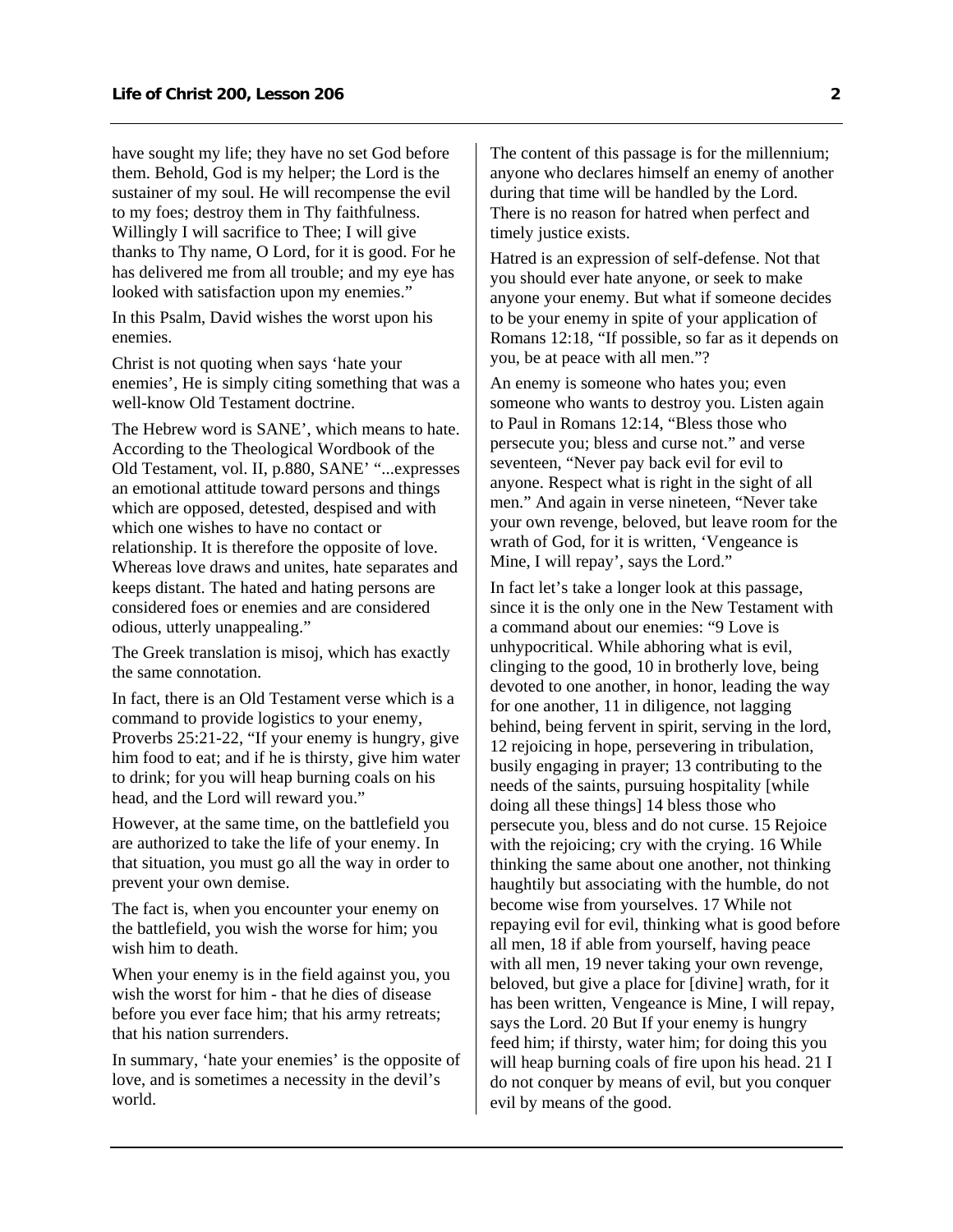have sought my life; they have no set God before them. Behold, God is my helper; the Lord is the sustainer of my soul. He will recompense the evil to my foes; destroy them in Thy faithfulness. Willingly I will sacrifice to Thee; I will give thanks to Thy name, O Lord, for it is good. For he has delivered me from all trouble; and my eye has looked with satisfaction upon my enemies."

In this Psalm, David wishes the worst upon his enemies.

Christ is not quoting when says 'hate your enemies', He is simply citing something that was a well-know Old Testament doctrine.

The Hebrew word is SANE', which means to hate. According to the Theological Wordbook of the Old Testament, vol. II, p.880, SANE' "...expresses an emotional attitude toward persons and things which are opposed, detested, despised and with which one wishes to have no contact or relationship. It is therefore the opposite of love. Whereas love draws and unites, hate separates and keeps distant. The hated and hating persons are considered foes or enemies and are considered odious, utterly unappealing."

The Greek translation is misoj, which has exactly the same connotation.

In fact, there is an Old Testament verse which is a command to provide logistics to your enemy, Proverbs 25:21-22, "If your enemy is hungry, give him food to eat; and if he is thirsty, give him water to drink; for you will heap burning coals on his head, and the Lord will reward you."

However, at the same time, on the battlefield you are authorized to take the life of your enemy. In that situation, you must go all the way in order to prevent your own demise.

The fact is, when you encounter your enemy on the battlefield, you wish the worse for him; you wish him to death.

When your enemy is in the field against you, you wish the worst for him - that he dies of disease before you ever face him; that his army retreats; that his nation surrenders.

In summary, 'hate your enemies' is the opposite of love, and is sometimes a necessity in the devil's world.

The content of this passage is for the millennium; anyone who declares himself an enemy of another during that time will be handled by the Lord. There is no reason for hatred when perfect and timely justice exists.

Hatred is an expression of self-defense. Not that you should ever hate anyone, or seek to make anyone your enemy. But what if someone decides to be your enemy in spite of your application of Romans 12:18, "If possible, so far as it depends on you, be at peace with all men."?

An enemy is someone who hates you; even someone who wants to destroy you. Listen again to Paul in Romans 12:14, "Bless those who persecute you; bless and curse not." and verse seventeen, "Never pay back evil for evil to anyone. Respect what is right in the sight of all men." And again in verse nineteen, "Never take your own revenge, beloved, but leave room for the wrath of God, for it is written, 'Vengeance is Mine, I will repay', says the Lord."

In fact let's take a longer look at this passage, since it is the only one in the New Testament with a command about our enemies: "9 Love is unhypocritical. While abhoring what is evil, clinging to the good, 10 in brotherly love, being devoted to one another, in honor, leading the way for one another, 11 in diligence, not lagging behind, being fervent in spirit, serving in the lord, 12 rejoicing in hope, persevering in tribulation, busily engaging in prayer; 13 contributing to the needs of the saints, pursuing hospitality [while doing all these things] 14 bless those who persecute you, bless and do not curse. 15 Rejoice with the rejoicing; cry with the crying. 16 While thinking the same about one another, not thinking haughtily but associating with the humble, do not become wise from yourselves. 17 While not repaying evil for evil, thinking what is good before all men, 18 if able from yourself, having peace with all men, 19 never taking your own revenge, beloved, but give a place for [divine] wrath, for it has been written, Vengeance is Mine, I will repay, says the Lord. 20 But If your enemy is hungry feed him; if thirsty, water him; for doing this you will heap burning coals of fire upon his head. 21 I do not conquer by means of evil, but you conquer evil by means of the good.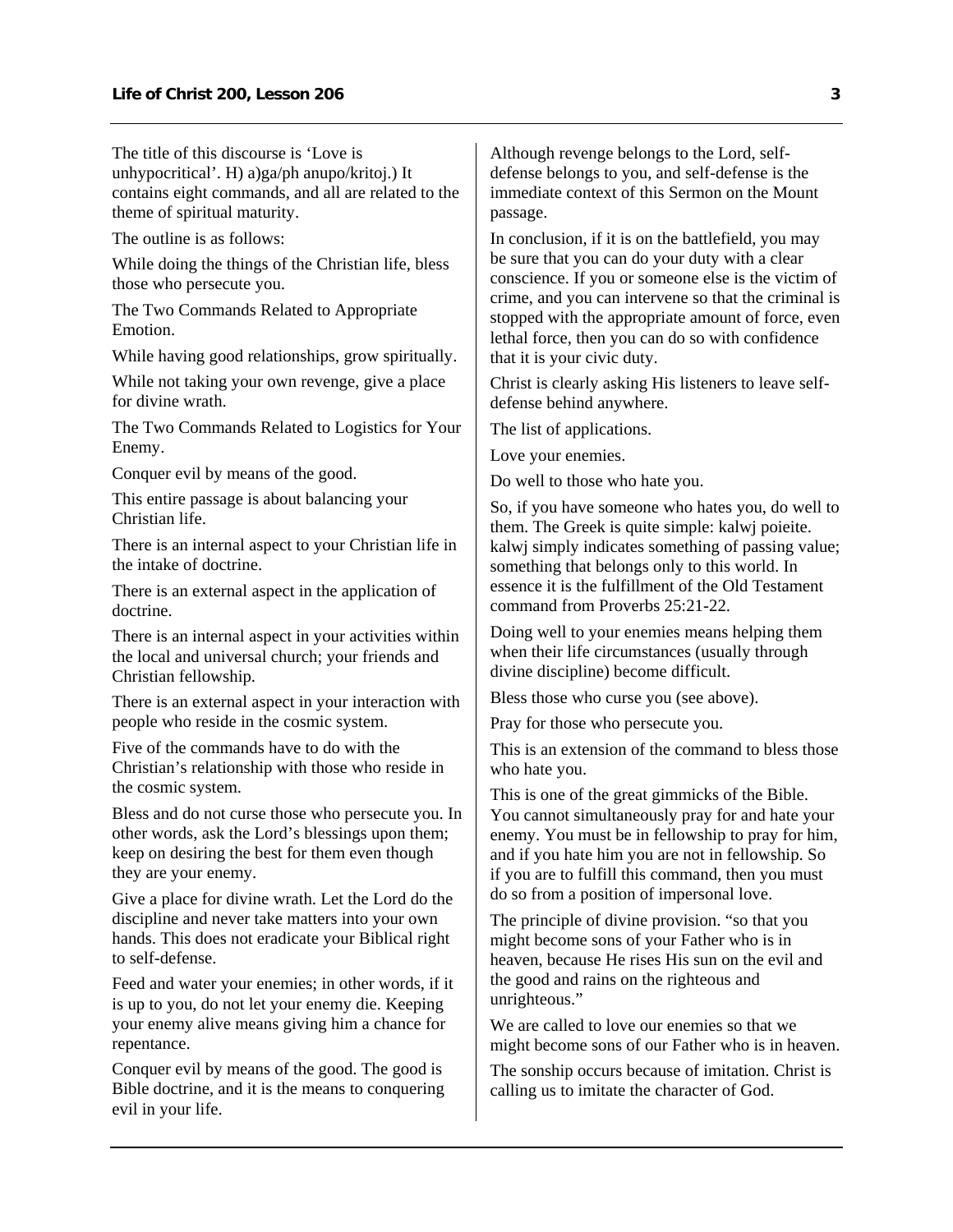The title of this discourse is 'Love is unhypocritical'. H) a)ga/ph anupo/kritoj.) It contains eight commands, and all are related to the theme of spiritual maturity.

The outline is as follows:

While doing the things of the Christian life, bless those who persecute you.

The Two Commands Related to Appropriate Emotion.

While having good relationships, grow spiritually.

While not taking your own revenge, give a place for divine wrath.

The Two Commands Related to Logistics for Your Enemy.

Conquer evil by means of the good.

This entire passage is about balancing your Christian life.

There is an internal aspect to your Christian life in the intake of doctrine.

There is an external aspect in the application of doctrine.

There is an internal aspect in your activities within the local and universal church; your friends and Christian fellowship.

There is an external aspect in your interaction with people who reside in the cosmic system.

Five of the commands have to do with the Christian's relationship with those who reside in the cosmic system.

Bless and do not curse those who persecute you. In other words, ask the Lord's blessings upon them; keep on desiring the best for them even though they are your enemy.

Give a place for divine wrath. Let the Lord do the discipline and never take matters into your own hands. This does not eradicate your Biblical right to self-defense.

Feed and water your enemies; in other words, if it is up to you, do not let your enemy die. Keeping your enemy alive means giving him a chance for repentance.

Conquer evil by means of the good. The good is Bible doctrine, and it is the means to conquering evil in your life.

Although revenge belongs to the Lord, self-defense belongs to you, and self-defense is the immediate context of this Sermon on the Mount passage.

In conclusion, if it is on the battlefield, you may be sure that you can do your duty with a clear conscience. If you or someone else is the victim of crime, and you can intervene so that the criminal is stopped with the appropriate amount of force, even lethal force, then you can do so with confidence that it is your civic duty.

Christ is clearly asking His listeners to leave self-defense behind anywhere.

The list of applications.

Love your enemies.

Do well to those who hate you.

So, if you have someone who hates you, do well to them. The Greek is quite simple: kalwj poieite. kalwj simply indicates something of passing value; something that belongs only to this world. In essence it is the fulfillment of the Old Testament command from Proverbs 25:21-22.

Doing well to your enemies means helping them when their life circumstances (usually through divine discipline) become difficult.

Bless those who curse you (see above).

Pray for those who persecute you.

This is an extension of the command to bless those who hate you.

This is one of the great gimmicks of the Bible. You cannot simultaneously pray for and hate your enemy. You must be in fellowship to pray for him, and if you hate him you are not in fellowship. So if you are to fulfill this command, then you must do so from a position of impersonal love.

The principle of divine provision. "so that you might become sons of your Father who is in heaven, because He rises His sun on the evil and the good and rains on the righteous and unrighteous."

We are called to love our enemies so that we might become sons of our Father who is in heaven.

The sonship occurs because of imitation. Christ is calling us to imitate the character of God.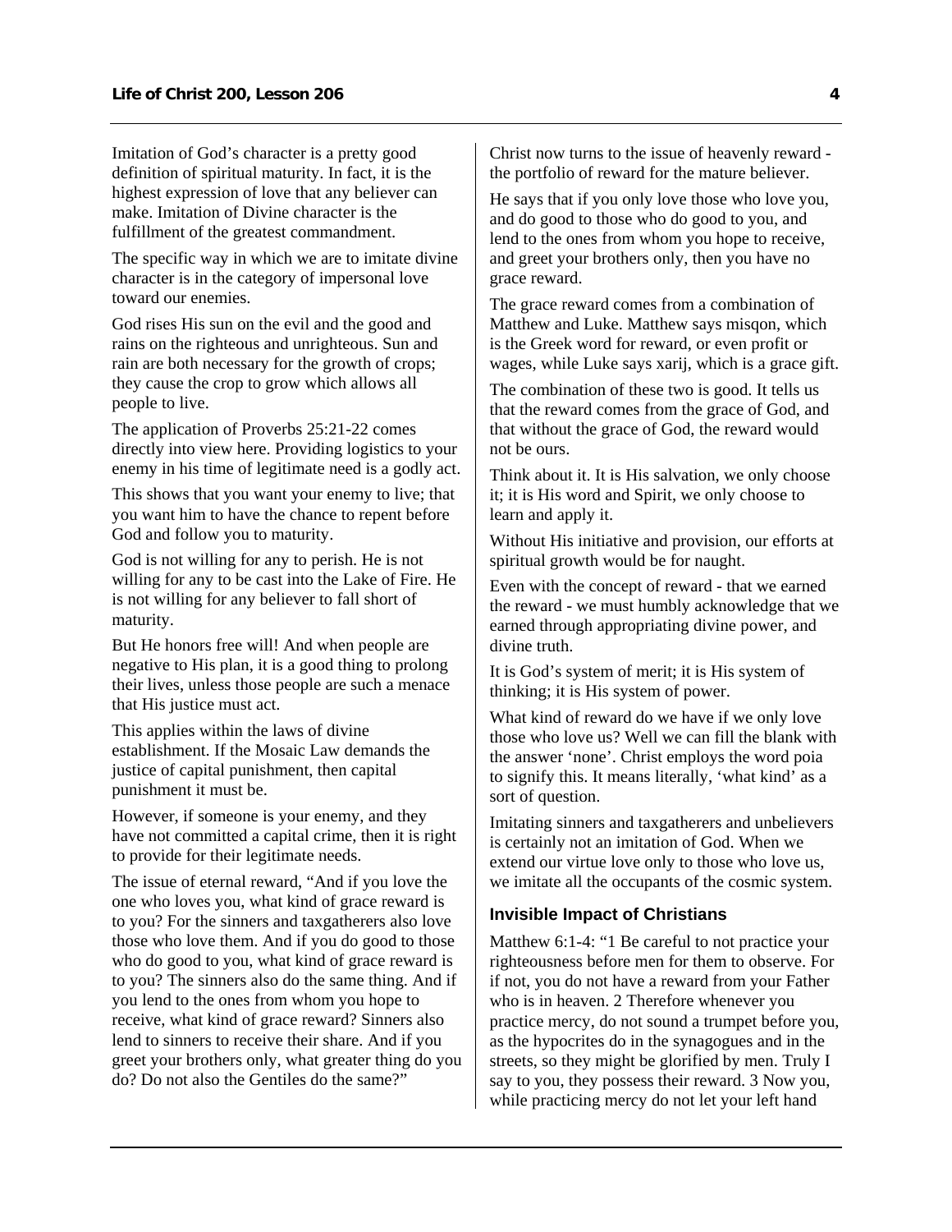Imitation of God's character is a pretty good definition of spiritual maturity. In fact, it is the highest expression of love that any believer can make. Imitation of Divine character is the fulfillment of the greatest commandment.

The specific way in which we are to imitate divine character is in the category of impersonal love toward our enemies.

God rises His sun on the evil and the good and rains on the righteous and unrighteous. Sun and rain are both necessary for the growth of crops; they cause the crop to grow which allows all people to live.

The application of Proverbs 25:21-22 comes directly into view here. Providing logistics to your enemy in his time of legitimate need is a godly act.

This shows that you want your enemy to live; that you want him to have the chance to repent before God and follow you to maturity.

God is not willing for any to perish. He is not willing for any to be cast into the Lake of Fire. He is not willing for any believer to fall short of maturity.

But He honors free will! And when people are negative to His plan, it is a good thing to prolong their lives, unless those people are such a menace that His justice must act.

This applies within the laws of divine establishment. If the Mosaic Law demands the justice of capital punishment, then capital punishment it must be.

However, if someone is your enemy, and they have not committed a capital crime, then it is right to provide for their legitimate needs.

The issue of eternal reward, "And if you love the one who loves you, what kind of grace reward is to you? For the sinners and taxgatherers also love those who love them. And if you do good to those who do good to you, what kind of grace reward is to you? The sinners also do the same thing. And if you lend to the ones from whom you hope to receive, what kind of grace reward? Sinners also lend to sinners to receive their share. And if you greet your brothers only, what greater thing do you do? Do not also the Gentiles do the same?"

Christ now turns to the issue of heavenly reward - the portfolio of reward for the mature believer.

He says that if you only love those who love you, and do good to those who do good to you, and lend to the ones from whom you hope to receive, and greet your brothers only, then you have no grace reward.

The grace reward comes from a combination of Matthew and Luke. Matthew says misqon, which is the Greek word for reward, or even profit or wages, while Luke says xarij, which is a grace gift.

The combination of these two is good. It tells us that the reward comes from the grace of God, and that without the grace of God, the reward would not be ours.

Think about it. It is His salvation, we only choose it; it is His word and Spirit, we only choose to learn and apply it.

Without His initiative and provision, our efforts at spiritual growth would be for naught.

Even with the concept of reward - that we earned the reward - we must humbly acknowledge that we earned through appropriating divine power, and divine truth.

It is God's system of merit; it is His system of thinking; it is His system of power.

What kind of reward do we have if we only love those who love us? Well we can fill the blank with the answer 'none'. Christ employs the word poia to signify this. It means literally, 'what kind' as a sort of question.

Imitating sinners and taxgatherers and unbelievers is certainly not an imitation of God. When we extend our virtue love only to those who love us, we imitate all the occupants of the cosmic system.

### Invisible Impact of Christians

Matthew 6:1-4: "1 Be careful to not practice your righteousness before men for them to observe. For if not, you do not have a reward from your Father who is in heaven. 2 Therefore whenever you practice mercy, do not sound a trumpet before you, as the hypocrites do in the synagogues and in the streets, so they might be glorified by men. Truly I say to you, they possess their reward. 3 Now you, while practicing mercy do not let your left hand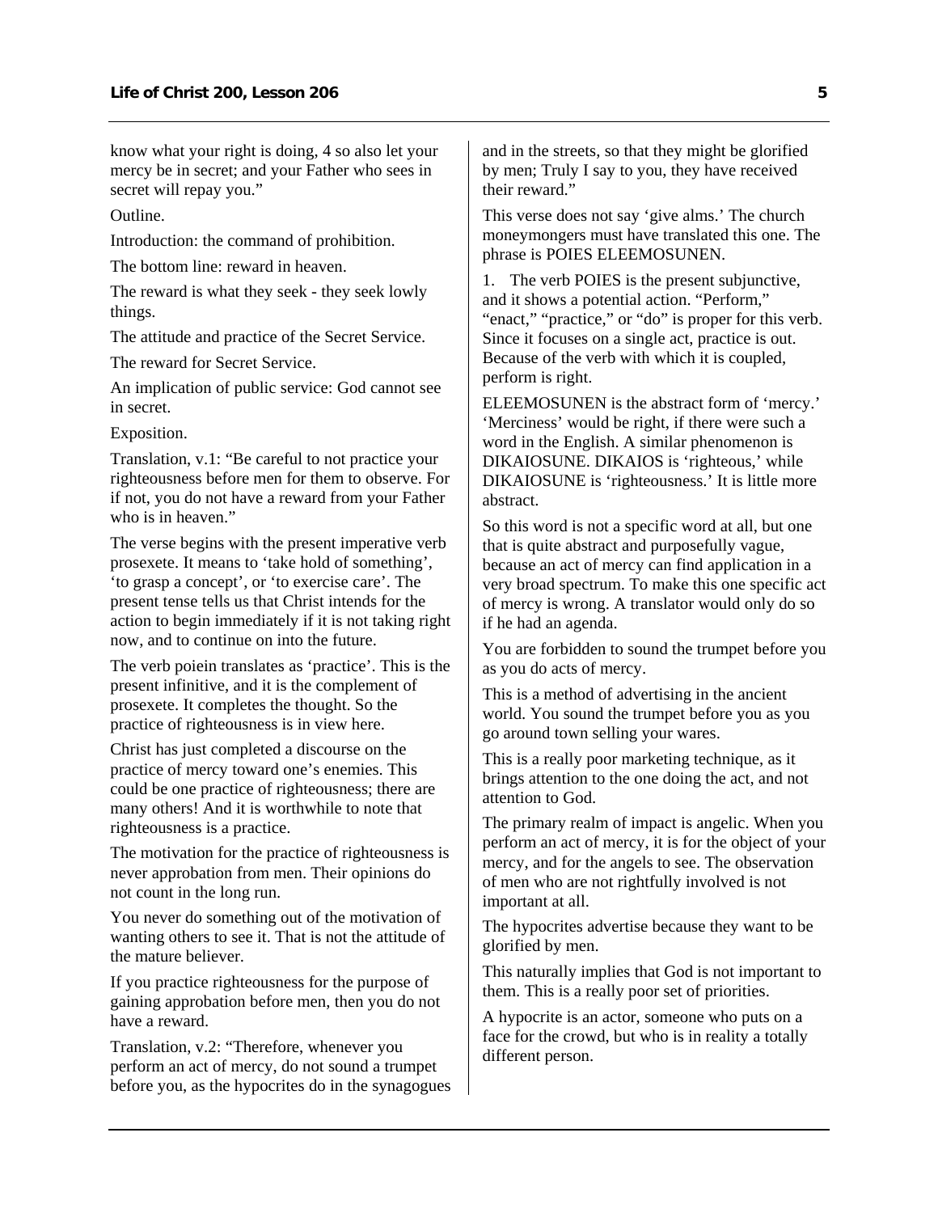know what your right is doing, 4 so also let your mercy be in secret; and your Father who sees in secret will repay you."

Outline.

Introduction: the command of prohibition.

The bottom line: reward in heaven.

The reward is what they seek - they seek lowly things.

The attitude and practice of the Secret Service.

The reward for Secret Service.

An implication of public service: God cannot see in secret.

Exposition.

Translation, v.1: "Be careful to not practice your righteousness before men for them to observe. For if not, you do not have a reward from your Father who is in heaven."

The verse begins with the present imperative verb prosexete. It means to 'take hold of something', 'to grasp a concept', or 'to exercise care'. The present tense tells us that Christ intends for the action to begin immediately if it is not taking right now, and to continue on into the future.

The verb poiein translates as 'practice'. This is the present infinitive, and it is the complement of prosexete. It completes the thought. So the practice of righteousness is in view here.

Christ has just completed a discourse on the practice of mercy toward one's enemies. This could be one practice of righteousness; there are many others! And it is worthwhile to note that righteousness is a practice.

The motivation for the practice of righteousness is never approbation from men. Their opinions do not count in the long run.

You never do something out of the motivation of wanting others to see it. That is not the attitude of the mature believer.

If you practice righteousness for the purpose of gaining approbation before men, then you do not have a reward.

Translation, v.2: "Therefore, whenever you perform an act of mercy, do not sound a trumpet before you, as the hypocrites do in the synagogues and in the streets, so that they might be glorified by men; Truly I say to you, they have received their reward."

This verse does not say 'give alms.' The church moneymongers must have translated this one. The phrase is POIES ELEEMOSUNEN.

1. The verb POIES is the present subjunctive, and it shows a potential action. "Perform," "enact," "practice," or "do" is proper for this verb. Since it focuses on a single act, practice is out. Because of the verb with which it is coupled, perform is right.

ELEEMOSUNEN is the abstract form of 'mercy.' 'Merciness' would be right, if there were such a word in the English. A similar phenomenon is DIKAIOSUNE. DIKAIOS is 'righteous,' while DIKAIOSUNE is 'righteousness.' It is little more abstract.

So this word is not a specific word at all, but one that is quite abstract and purposefully vague, because an act of mercy can find application in a very broad spectrum. To make this one specific act of mercy is wrong. A translator would only do so if he had an agenda.

You are forbidden to sound the trumpet before you as you do acts of mercy.

This is a method of advertising in the ancient world. You sound the trumpet before you as you go around town selling your wares.

This is a really poor marketing technique, as it brings attention to the one doing the act, and not attention to God.

The primary realm of impact is angelic. When you perform an act of mercy, it is for the object of your mercy, and for the angels to see. The observation of men who are not rightfully involved is not important at all.

The hypocrites advertise because they want to be glorified by men.

This naturally implies that God is not important to them. This is a really poor set of priorities.

A hypocrite is an actor, someone who puts on a face for the crowd, but who is in reality a totally different person.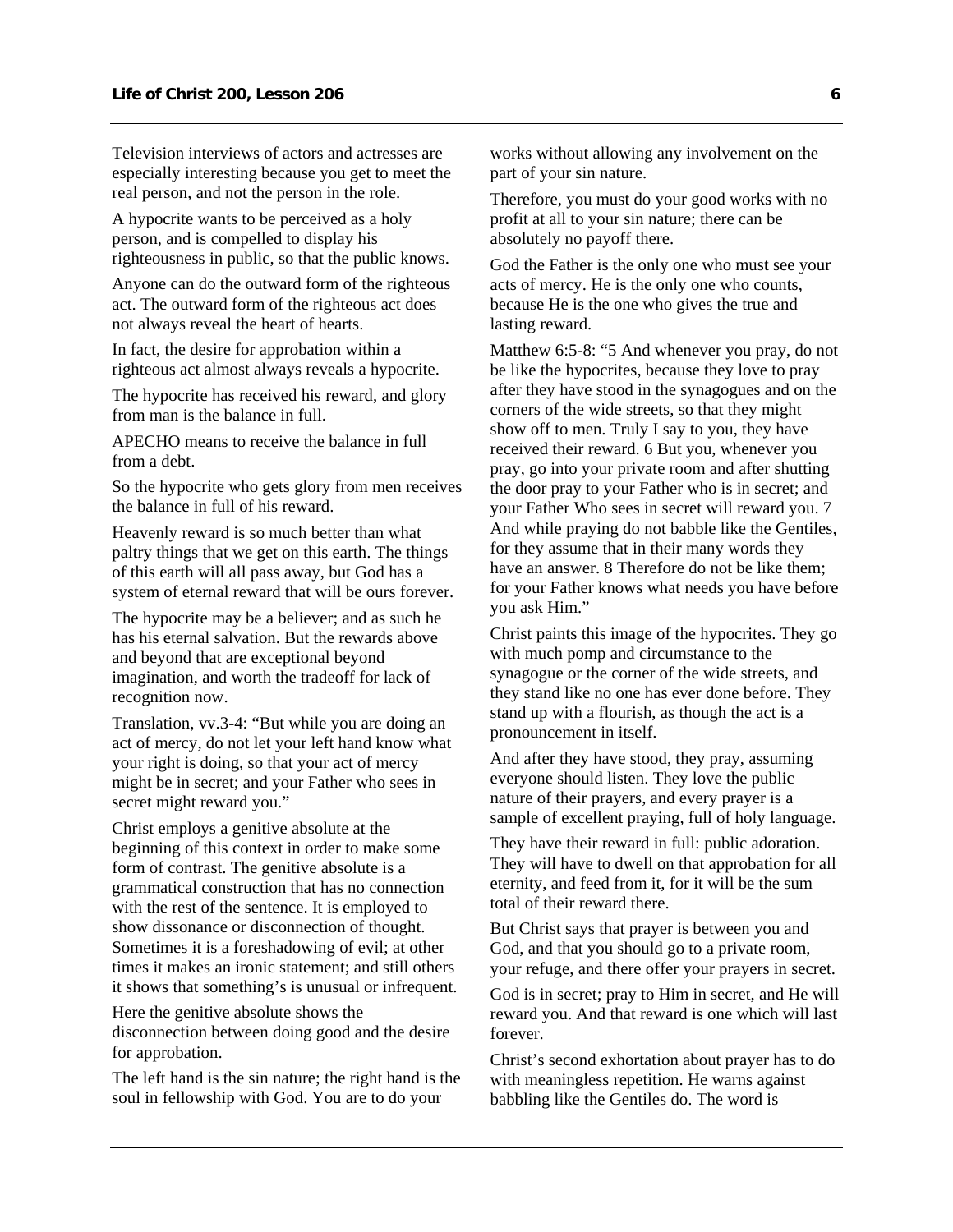Television interviews of actors and actresses are especially interesting because you get to meet the real person, and not the person in the role.

A hypocrite wants to be perceived as a holy person, and is compelled to display his righteousness in public, so that the public knows.

Anyone can do the outward form of the righteous act. The outward form of the righteous act does not always reveal the heart of hearts.

In fact, the desire for approbation within a righteous act almost always reveals a hypocrite.

The hypocrite has received his reward, and glory from man is the balance in full.

APECHO means to receive the balance in full from a debt.

So the hypocrite who gets glory from men receives the balance in full of his reward.

Heavenly reward is so much better than what paltry things that we get on this earth. The things of this earth will all pass away, but God has a system of eternal reward that will be ours forever.

The hypocrite may be a believer; and as such he has his eternal salvation. But the rewards above and beyond that are exceptional beyond imagination, and worth the tradeoff for lack of recognition now.

Translation, vv.3-4: "But while you are doing an act of mercy, do not let your left hand know what your right is doing, so that your act of mercy might be in secret; and your Father who sees in secret might reward you."

Christ employs a genitive absolute at the beginning of this context in order to make some form of contrast. The genitive absolute is a grammatical construction that has no connection with the rest of the sentence. It is employed to show dissonance or disconnection of thought. Sometimes it is a foreshadowing of evil; at other times it makes an ironic statement; and still others it shows that something's is unusual or infrequent.

Here the genitive absolute shows the disconnection between doing good and the desire for approbation.

The left hand is the sin nature; the right hand is the soul in fellowship with God. You are to do your works without allowing any involvement on the part of your sin nature.

Therefore, you must do your good works with no profit at all to your sin nature; there can be absolutely no payoff there.

God the Father is the only one who must see your acts of mercy. He is the only one who counts, because He is the one who gives the true and lasting reward.

Matthew 6:5-8: "5 And whenever you pray, do not be like the hypocrites, because they love to pray after they have stood in the synagogues and on the corners of the wide streets, so that they might show off to men. Truly I say to you, they have received their reward. 6 But you, whenever you pray, go into your private room and after shutting the door pray to your Father who is in secret; and your Father Who sees in secret will reward you. 7 And while praying do not babble like the Gentiles, for they assume that in their many words they have an answer. 8 Therefore do not be like them; for your Father knows what needs you have before you ask Him."

Christ paints this image of the hypocrites. They go with much pomp and circumstance to the synagogue or the corner of the wide streets, and they stand like no one has ever done before. They stand up with a flourish, as though the act is a pronouncement in itself.

And after they have stood, they pray, assuming everyone should listen. They love the public nature of their prayers, and every prayer is a sample of excellent praying, full of holy language.

They have their reward in full: public adoration. They will have to dwell on that approbation for all eternity, and feed from it, for it will be the sum total of their reward there.

But Christ says that prayer is between you and God, and that you should go to a private room, your refuge, and there offer your prayers in secret.

God is in secret; pray to Him in secret, and He will reward you. And that reward is one which will last forever.

Christ's second exhortation about prayer has to do with meaningless repetition. He warns against babbling like the Gentiles do. The word is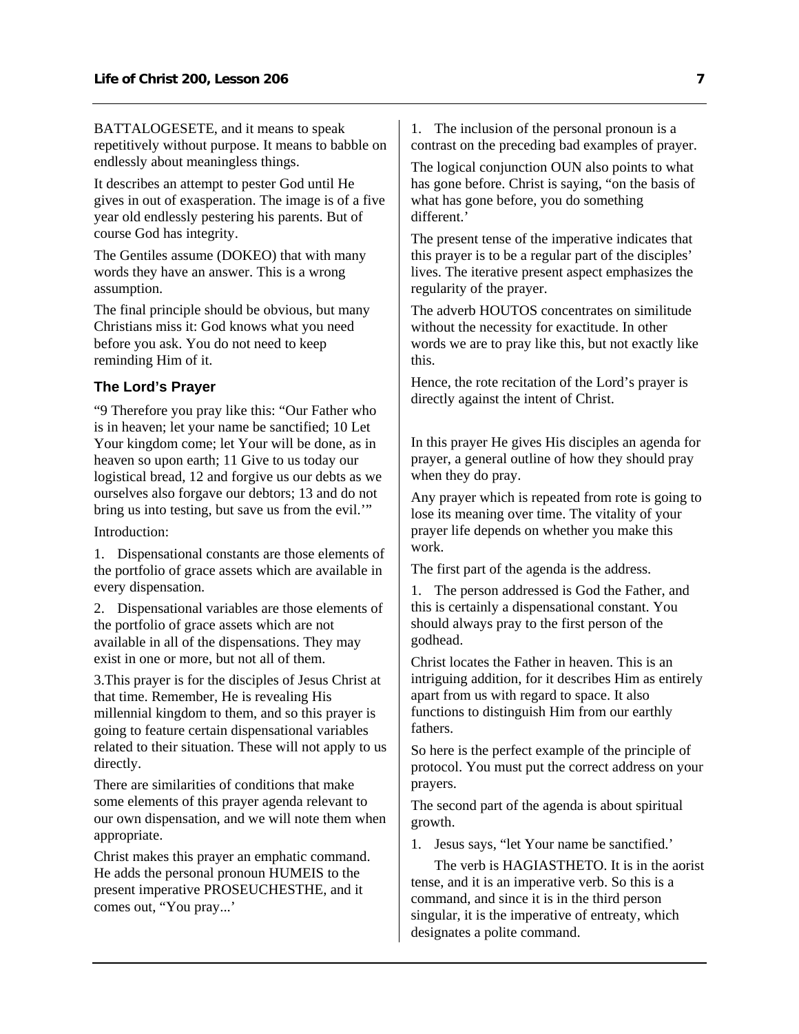BATTALOGESETE, and it means to speak repetitively without purpose. It means to babble on endlessly about meaningless things.

It describes an attempt to pester God until He gives in out of exasperation. The image is of a five year old endlessly pestering his parents. But of course God has integrity.

The Gentiles assume (DOKEO) that with many words they have an answer. This is a wrong assumption.

The final principle should be obvious, but many Christians miss it: God knows what you need before you ask. You do not need to keep reminding Him of it.

### The Lord's Prayer

"9 Therefore you pray like this: "Our Father who is in heaven; let your name be sanctified; 10 Let Your kingdom come; let Your will be done, as in heaven so upon earth; 11 Give to us today our logistical bread, 12 and forgive us our debts as we ourselves also forgave our debtors; 13 and do not bring us into testing, but save us from the evil.'"

Introduction:

1. Dispensational constants are those elements of the portfolio of grace assets which are available in every dispensation.

2. Dispensational variables are those elements of the portfolio of grace assets which are not available in all of the dispensations. They may exist in one or more, but not all of them.

3.This prayer is for the disciples of Jesus Christ at that time. Remember, He is revealing His millennial kingdom to them, and so this prayer is going to feature certain dispensational variables related to their situation. These will not apply to us directly.

There are similarities of conditions that make some elements of this prayer agenda relevant to our own dispensation, and we will note them when appropriate.

Christ makes this prayer an emphatic command. He adds the personal pronoun HUMEIS to the present imperative PROSEUCHESTHE, and it comes out, "You pray...'

1. The inclusion of the personal pronoun is a contrast on the preceding bad examples of prayer.

The logical conjunction OUN also points to what has gone before. Christ is saying, "on the basis of what has gone before, you do something different.'

The present tense of the imperative indicates that this prayer is to be a regular part of the disciples' lives. The iterative present aspect emphasizes the regularity of the prayer.

The adverb HOUTOS concentrates on similitude without the necessity for exactitude. In other words we are to pray like this, but not exactly like this.

Hence, the rote recitation of the Lord's prayer is directly against the intent of Christ.

In this prayer He gives His disciples an agenda for prayer, a general outline of how they should pray when they do pray.

Any prayer which is repeated from rote is going to lose its meaning over time. The vitality of your prayer life depends on whether you make this work.

The first part of the agenda is the address.

1. The person addressed is God the Father, and this is certainly a dispensational constant. You should always pray to the first person of the godhead.

Christ locates the Father in heaven. This is an intriguing addition, for it describes Him as entirely apart from us with regard to space. It also functions to distinguish Him from our earthly fathers.

So here is the perfect example of the principle of protocol. You must put the correct address on your prayers.

The second part of the agenda is about spiritual growth.

1. Jesus says, "let Your name be sanctified.'

The verb is HAGIASTHETO. It is in the aorist tense, and it is an imperative verb. So this is a command, and since it is in the third person singular, it is the imperative of entreaty, which designates a polite command.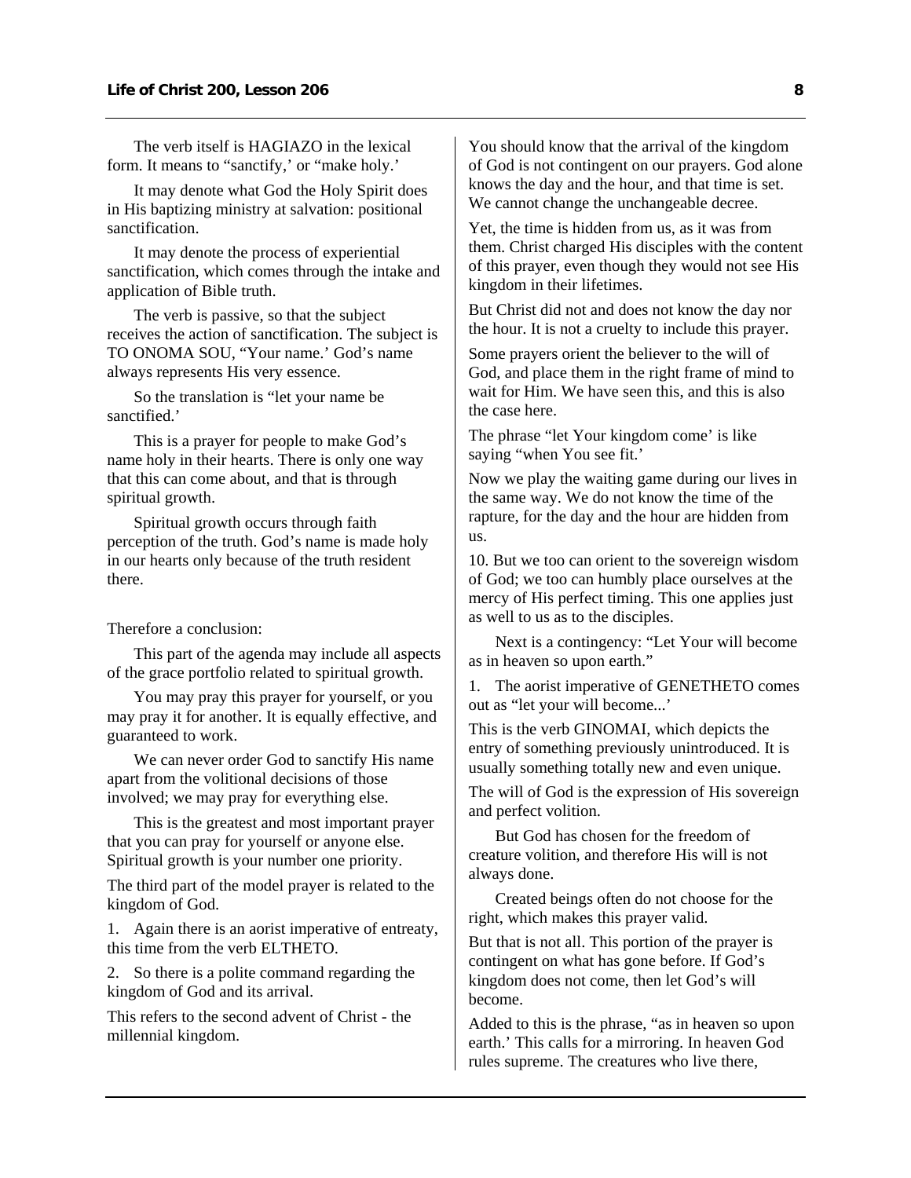The verb itself is HAGIAZO in the lexical form. It means to "sanctify,' or "make holy.'

It may denote what God the Holy Spirit does in His baptizing ministry at salvation: positional sanctification.

It may denote the process of experiential sanctification, which comes through the intake and application of Bible truth.

The verb is passive, so that the subject receives the action of sanctification. The subject is TO ONOMA SOU, "Your name.' God's name always represents His very essence.

So the translation is "let your name be sanctified.'

This is a prayer for people to make God's name holy in their hearts. There is only one way that this can come about, and that is through spiritual growth.

Spiritual growth occurs through faith perception of the truth. God's name is made holy in our hearts only because of the truth resident there.

Therefore a conclusion:

This part of the agenda may include all aspects of the grace portfolio related to spiritual growth.

You may pray this prayer for yourself, or you may pray it for another. It is equally effective, and guaranteed to work.

We can never order God to sanctify His name apart from the volitional decisions of those involved; we may pray for everything else.

This is the greatest and most important prayer that you can pray for yourself or anyone else. Spiritual growth is your number one priority.

The third part of the model prayer is related to the kingdom of God.

1. Again there is an aorist imperative of entreaty, this time from the verb ELTHETO.

2. So there is a polite command regarding the kingdom of God and its arrival.

This refers to the second advent of Christ - the millennial kingdom.

You should know that the arrival of the kingdom of God is not contingent on our prayers. God alone knows the day and the hour, and that time is set. We cannot change the unchangeable decree.

Yet, the time is hidden from us, as it was from them. Christ charged His disciples with the content of this prayer, even though they would not see His kingdom in their lifetimes.

But Christ did not and does not know the day nor the hour. It is not a cruelty to include this prayer.

Some prayers orient the believer to the will of God, and place them in the right frame of mind to wait for Him. We have seen this, and this is also the case here.

The phrase "let Your kingdom come' is like saying "when You see fit.'

Now we play the waiting game during our lives in the same way. We do not know the time of the rapture, for the day and the hour are hidden from us.

10. But we too can orient to the sovereign wisdom of God; we too can humbly place ourselves at the mercy of His perfect timing. This one applies just as well to us as to the disciples.

Next is a contingency: "Let Your will become as in heaven so upon earth."

1. The aorist imperative of GENETHETO comes out as "let your will become...'

This is the verb GINOMAI, which depicts the entry of something previously unintroduced. It is usually something totally new and even unique.

The will of God is the expression of His sovereign and perfect volition.

But God has chosen for the freedom of creature volition, and therefore His will is not always done.

Created beings often do not choose for the right, which makes this prayer valid.

But that is not all. This portion of the prayer is contingent on what has gone before. If God's kingdom does not come, then let God's will become.

Added to this is the phrase, "as in heaven so upon earth.' This calls for a mirroring. In heaven God rules supreme. The creatures who live there,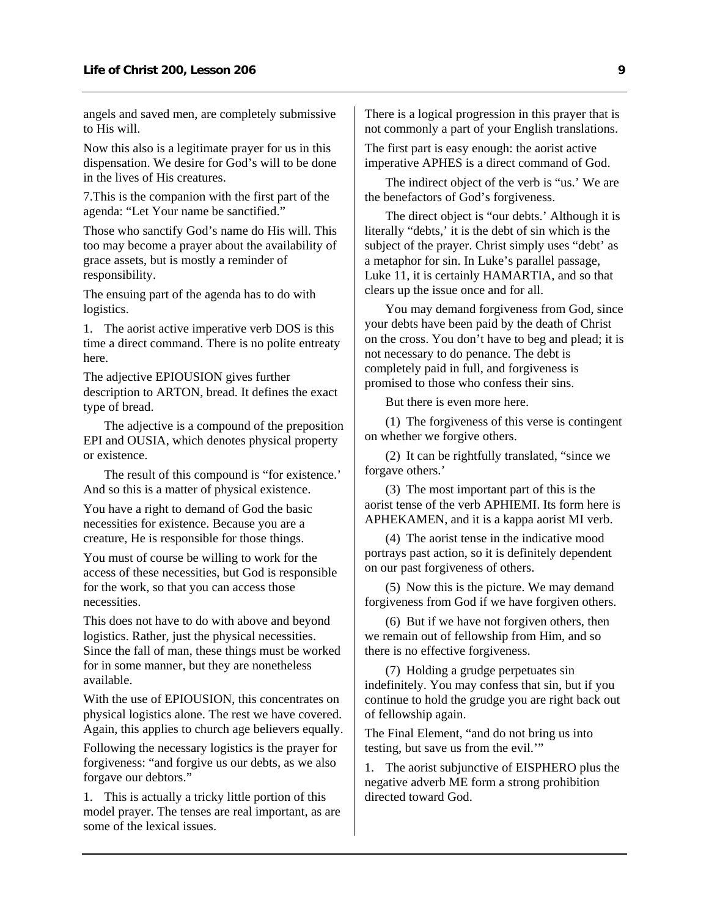angels and saved men, are completely submissive to His will.

Now this also is a legitimate prayer for us in this dispensation. We desire for God's will to be done in the lives of His creatures.

7.This is the companion with the first part of the agenda: "Let Your name be sanctified."

Those who sanctify God's name do His will. This too may become a prayer about the availability of grace assets, but is mostly a reminder of responsibility.

The ensuing part of the agenda has to do with logistics.

1. The aorist active imperative verb DOS is this time a direct command. There is no polite entreaty here.

The adjective EPIOUSION gives further description to ARTON, bread. It defines the exact type of bread.

The adjective is a compound of the preposition EPI and OUSIA, which denotes physical property or existence.

The result of this compound is "for existence.' And so this is a matter of physical existence.

You have a right to demand of God the basic necessities for existence. Because you are a creature, He is responsible for those things.

You must of course be willing to work for the access of these necessities, but God is responsible for the work, so that you can access those necessities.

This does not have to do with above and beyond logistics. Rather, just the physical necessities. Since the fall of man, these things must be worked for in some manner, but they are nonetheless available.

With the use of EPIOUSION, this concentrates on physical logistics alone. The rest we have covered. Again, this applies to church age believers equally.

Following the necessary logistics is the prayer for forgiveness: "and forgive us our debts, as we also forgave our debtors."

1. This is actually a tricky little portion of this model prayer. The tenses are real important, as are some of the lexical issues.

There is a logical progression in this prayer that is not commonly a part of your English translations.

The first part is easy enough: the aorist active imperative APHES is a direct command of God.

The indirect object of the verb is "us.' We are the benefactors of God's forgiveness.

The direct object is "our debts.' Although it is literally "debts,' it is the debt of sin which is the subject of the prayer. Christ simply uses "debt' as a metaphor for sin. In Luke's parallel passage, Luke 11, it is certainly HAMARTIA, and so that clears up the issue once and for all.

You may demand forgiveness from God, since your debts have been paid by the death of Christ on the cross. You don't have to beg and plead; it is not necessary to do penance. The debt is completely paid in full, and forgiveness is promised to those who confess their sins.

But there is even more here.

(1) The forgiveness of this verse is contingent on whether we forgive others.

(2) It can be rightfully translated, "since we forgave others.'

(3) The most important part of this is the aorist tense of the verb APHIEMI. Its form here is APHEKAMEN, and it is a kappa aorist MI verb.

(4) The aorist tense in the indicative mood portrays past action, so it is definitely dependent on our past forgiveness of others.

(5) Now this is the picture. We may demand forgiveness from God if we have forgiven others.

(6) But if we have not forgiven others, then we remain out of fellowship from Him, and so there is no effective forgiveness.

(7) Holding a grudge perpetuates sin indefinitely. You may confess that sin, but if you continue to hold the grudge you are right back out of fellowship again.

The Final Element, "and do not bring us into testing, but save us from the evil.'"

1. The aorist subjunctive of EISPHERO plus the negative adverb ME form a strong prohibition directed toward God.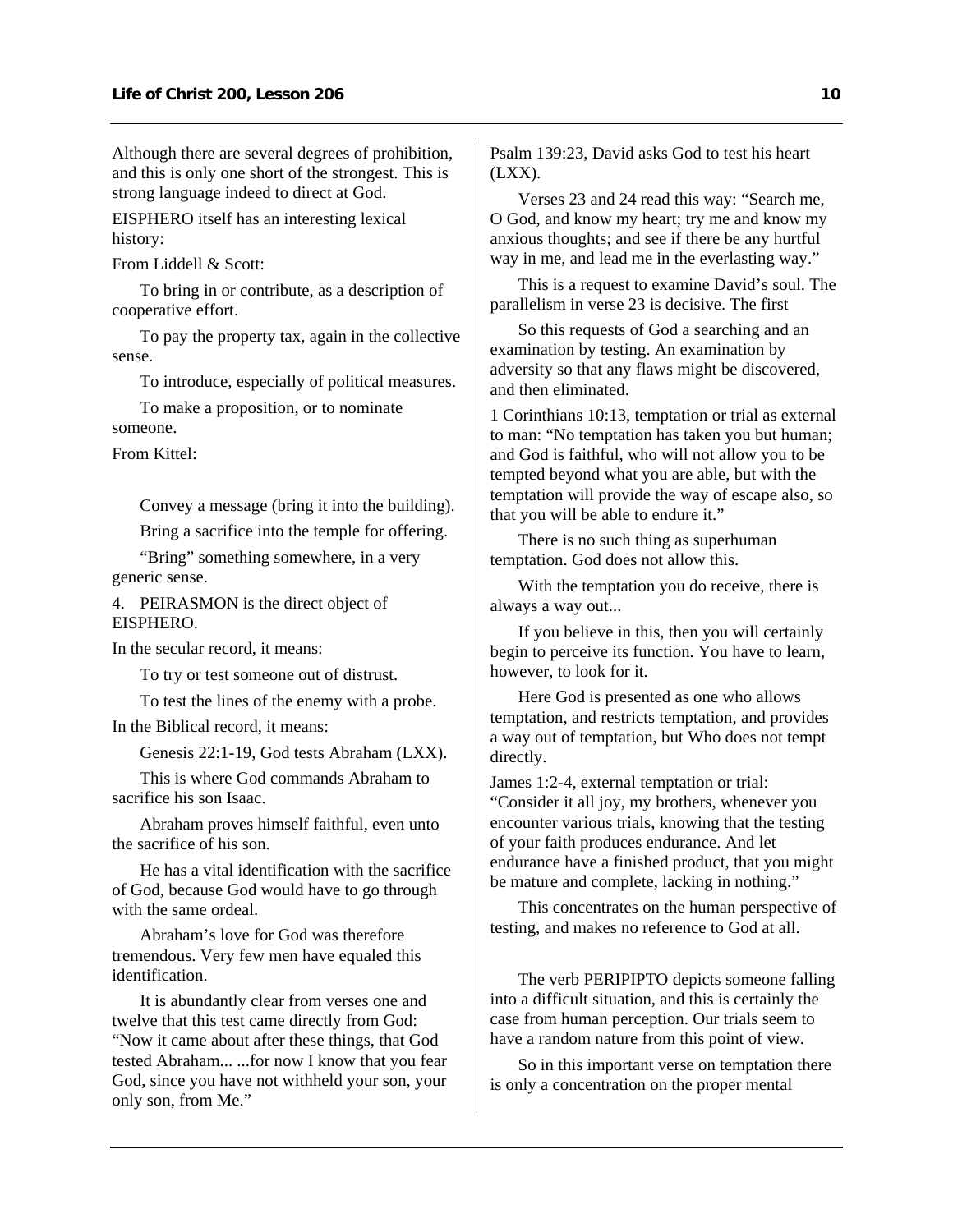Although there are several degrees of prohibition, and this is only one short of the strongest. This is strong language indeed to direct at God.

EISPHERO itself has an interesting lexical history:

From Liddell & Scott:

To bring in or contribute, as a description of cooperative effort.

To pay the property tax, again in the collective sense.

To introduce, especially of political measures.

To make a proposition, or to nominate someone.

From Kittel:

Convey a message (bring it into the building).

Bring a sacrifice into the temple for offering.

"Bring" something somewhere, in a very generic sense.

4. PEIRASMON is the direct object of EISPHERO.

In the secular record, it means:

To try or test someone out of distrust.

To test the lines of the enemy with a probe.

In the Biblical record, it means:

Genesis 22:1-19, God tests Abraham (LXX).

This is where God commands Abraham to sacrifice his son Isaac.

Abraham proves himself faithful, even unto the sacrifice of his son.

He has a vital identification with the sacrifice of God, because God would have to go through with the same ordeal.

Abraham's love for God was therefore tremendous. Very few men have equaled this identification.

It is abundantly clear from verses one and twelve that this test came directly from God: "Now it came about after these things, that God tested Abraham... ...for now I know that you fear God, since you have not withheld your son, your only son, from Me."

Psalm 139:23, David asks God to test his heart (LXX).

Verses 23 and 24 read this way: "Search me, O God, and know my heart; try me and know my anxious thoughts; and see if there be any hurtful way in me, and lead me in the everlasting way."

This is a request to examine David's soul. The parallelism in verse 23 is decisive. The first

So this requests of God a searching and an examination by testing. An examination by adversity so that any flaws might be discovered, and then eliminated.

1 Corinthians 10:13, temptation or trial as external to man: "No temptation has taken you but human; and God is faithful, who will not allow you to be tempted beyond what you are able, but with the temptation will provide the way of escape also, so that you will be able to endure it."

There is no such thing as superhuman temptation. God does not allow this.

With the temptation you do receive, there is always a way out...

If you believe in this, then you will certainly begin to perceive its function. You have to learn, however, to look for it.

Here God is presented as one who allows temptation, and restricts temptation, and provides a way out of temptation, but Who does not tempt directly.

James 1:2-4, external temptation or trial: "Consider it all joy, my brothers, whenever you encounter various trials, knowing that the testing of your faith produces endurance. And let endurance have a finished product, that you might be mature and complete, lacking in nothing."

This concentrates on the human perspective of testing, and makes no reference to God at all.

The verb PERIPIPTO depicts someone falling into a difficult situation, and this is certainly the case from human perception. Our trials seem to have a random nature from this point of view.

So in this important verse on temptation there is only a concentration on the proper mental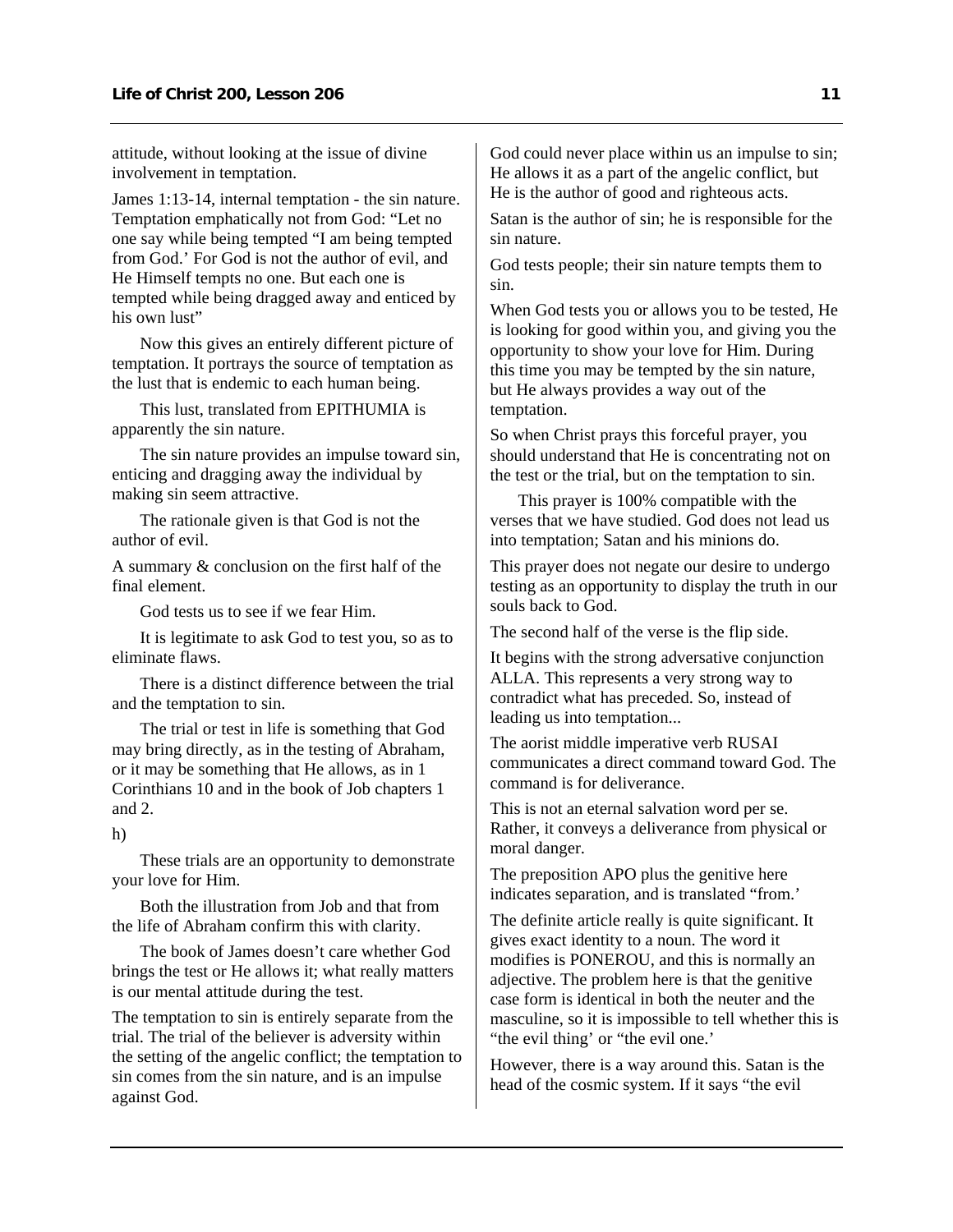attitude, without looking at the issue of divine involvement in temptation.

James 1:13-14, internal temptation - the sin nature. Temptation emphatically not from God: "Let no one say while being tempted "I am being tempted from God.' For God is not the author of evil, and He Himself tempts no one. But each one is tempted while being dragged away and enticed by his own lust"

Now this gives an entirely different picture of temptation. It portrays the source of temptation as the lust that is endemic to each human being.

This lust, translated from EPITHUMIA is apparently the sin nature.

The sin nature provides an impulse toward sin, enticing and dragging away the individual by making sin seem attractive.

The rationale given is that God is not the author of evil.

A summary & conclusion on the first half of the final element.

God tests us to see if we fear Him.

It is legitimate to ask God to test you, so as to eliminate flaws.

There is a distinct difference between the trial and the temptation to sin.

The trial or test in life is something that God may bring directly, as in the testing of Abraham, or it may be something that He allows, as in 1 Corinthians 10 and in the book of Job chapters 1 and 2.

h)

These trials are an opportunity to demonstrate your love for Him.

Both the illustration from Job and that from the life of Abraham confirm this with clarity.

The book of James doesn't care whether God brings the test or He allows it; what really matters is our mental attitude during the test.

The temptation to sin is entirely separate from the trial. The trial of the believer is adversity within the setting of the angelic conflict; the temptation to sin comes from the sin nature, and is an impulse against God.

God could never place within us an impulse to sin; He allows it as a part of the angelic conflict, but He is the author of good and righteous acts.

Satan is the author of sin; he is responsible for the sin nature.

God tests people; their sin nature tempts them to sin.

When God tests you or allows you to be tested, He is looking for good within you, and giving you the opportunity to show your love for Him. During this time you may be tempted by the sin nature, but He always provides a way out of the temptation.

So when Christ prays this forceful prayer, you should understand that He is concentrating not on the test or the trial, but on the temptation to sin.

This prayer is 100% compatible with the verses that we have studied. God does not lead us into temptation; Satan and his minions do.

This prayer does not negate our desire to undergo testing as an opportunity to display the truth in our souls back to God.

The second half of the verse is the flip side.

It begins with the strong adversative conjunction ALLA. This represents a very strong way to contradict what has preceded. So, instead of leading us into temptation...

The aorist middle imperative verb RUSAI communicates a direct command toward God. The command is for deliverance.

This is not an eternal salvation word per se. Rather, it conveys a deliverance from physical or moral danger.

The preposition APO plus the genitive here indicates separation, and is translated "from.'

The definite article really is quite significant. It gives exact identity to a noun. The word it modifies is PONEROU, and this is normally an adjective. The problem here is that the genitive case form is identical in both the neuter and the masculine, so it is impossible to tell whether this is "the evil thing' or "the evil one.'

However, there is a way around this. Satan is the head of the cosmic system. If it says "the evil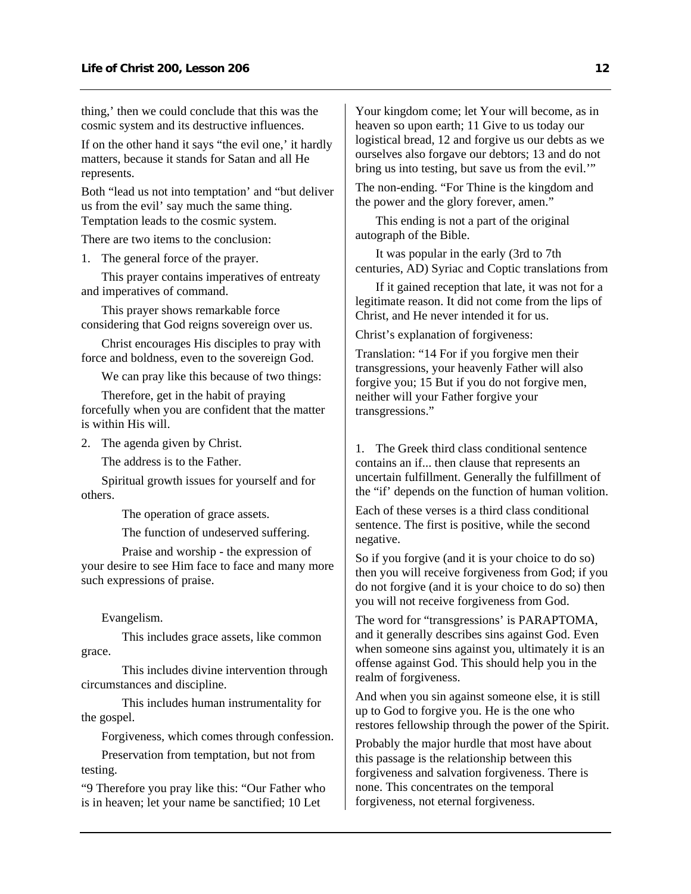thing,' then we could conclude that this was the cosmic system and its destructive influences.

If on the other hand it says "the evil one,' it hardly matters, because it stands for Satan and all He represents.

Both "lead us not into temptation' and "but deliver us from the evil' say much the same thing. Temptation leads to the cosmic system.

There are two items to the conclusion:

1. The general force of the prayer.

   This prayer contains imperatives of entreaty and imperatives of command.

   This prayer shows remarkable force considering that God reigns sovereign over us.

   Christ encourages His disciples to pray with force and boldness, even to the sovereign God.

   We can pray like this because of two things:

   Therefore, get in the habit of praying forcefully when you are confident that the matter is within His will.

2. The agenda given by Christ.

   The address is to the Father.

   Spiritual growth issues for yourself and for others.

      The operation of grace assets.

      The function of undeserved suffering.

      Praise and worship - the expression of your desire to see Him face to face and many more such expressions of praise.

   Evangelism.

      This includes grace assets, like common grace.

      This includes divine intervention through circumstances and discipline.

      This includes human instrumentality for the gospel.

   Forgiveness, which comes through confession.

   Preservation from temptation, but not from testing.

"9 Therefore you pray like this: "Our Father who is in heaven; let your name be sanctified; 10 Let Your kingdom come; let Your will become, as in heaven so upon earth; 11 Give to us today our logistical bread, 12 and forgive us our debts as we ourselves also forgave our debtors; 13 and do not bring us into testing, but save us from the evil.'"

The non-ending. "For Thine is the kingdom and the power and the glory forever, amen."

   This ending is not a part of the original autograph of the Bible.

   It was popular in the early (3rd to 7th centuries, AD) Syriac and Coptic translations from

   If it gained reception that late, it was not for a legitimate reason. It did not come from the lips of Christ, and He never intended it for us.

Christ's explanation of forgiveness:

Translation: "14 For if you forgive men their transgressions, your heavenly Father will also forgive you; 15 But if you do not forgive men, neither will your Father forgive your transgressions."

1. The Greek third class conditional sentence contains an if... then clause that represents an uncertain fulfillment. Generally the fulfillment of the "if' depends on the function of human volition.

Each of these verses is a third class conditional sentence. The first is positive, while the second negative.

So if you forgive (and it is your choice to do so) then you will receive forgiveness from God; if you do not forgive (and it is your choice to do so) then you will not receive forgiveness from God.

The word for "transgressions' is PARAPTOMA, and it generally describes sins against God. Even when someone sins against you, ultimately it is an offense against God. This should help you in the realm of forgiveness.

And when you sin against someone else, it is still up to God to forgive you. He is the one who restores fellowship through the power of the Spirit.

Probably the major hurdle that most have about this passage is the relationship between this forgiveness and salvation forgiveness. There is none. This concentrates on the temporal forgiveness, not eternal forgiveness.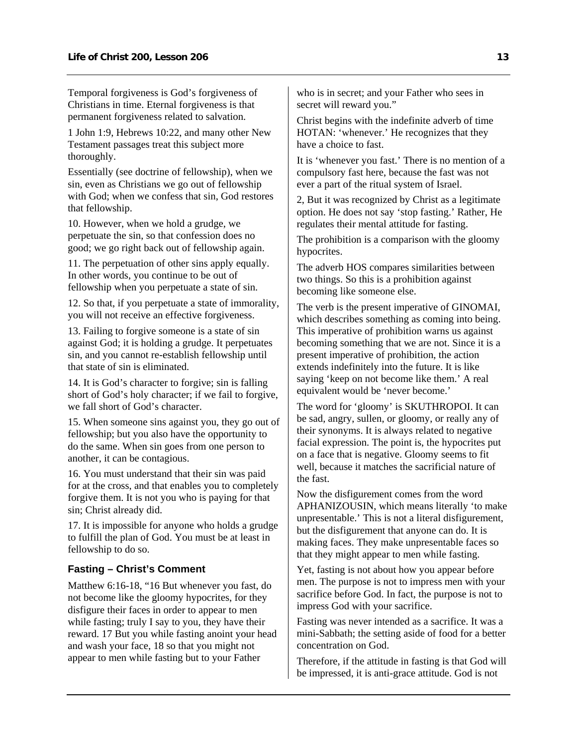Temporal forgiveness is God's forgiveness of Christians in time. Eternal forgiveness is that permanent forgiveness related to salvation.

1 John 1:9, Hebrews 10:22, and many other New Testament passages treat this subject more thoroughly.

Essentially (see doctrine of fellowship), when we sin, even as Christians we go out of fellowship with God; when we confess that sin, God restores that fellowship.

10. However, when we hold a grudge, we perpetuate the sin, so that confession does no good; we go right back out of fellowship again.

11. The perpetuation of other sins apply equally. In other words, you continue to be out of fellowship when you perpetuate a state of sin.

12. So that, if you perpetuate a state of immorality, you will not receive an effective forgiveness.

13. Failing to forgive someone is a state of sin against God; it is holding a grudge. It perpetuates sin, and you cannot re-establish fellowship until that state of sin is eliminated.

14. It is God's character to forgive; sin is falling short of God's holy character; if we fail to forgive, we fall short of God's character.

15. When someone sins against you, they go out of fellowship; but you also have the opportunity to do the same. When sin goes from one person to another, it can be contagious.

16. You must understand that their sin was paid for at the cross, and that enables you to completely forgive them. It is not you who is paying for that sin; Christ already did.

17. It is impossible for anyone who holds a grudge to fulfill the plan of God. You must be at least in fellowship to do so.

### Fasting – Christ's Comment

Matthew 6:16-18, "16 But whenever you fast, do not become like the gloomy hypocrites, for they disfigure their faces in order to appear to men while fasting; truly I say to you, they have their reward. 17 But you while fasting anoint your head and wash your face, 18 so that you might not appear to men while fasting but to your Father who is in secret; and your Father who sees in secret will reward you."

Christ begins with the indefinite adverb of time HOTAN: 'whenever.' He recognizes that they have a choice to fast.

It is 'whenever you fast.' There is no mention of a compulsory fast here, because the fast was not ever a part of the ritual system of Israel.

2, But it was recognized by Christ as a legitimate option. He does not say 'stop fasting.' Rather, He regulates their mental attitude for fasting.

The prohibition is a comparison with the gloomy hypocrites.

The adverb HOS compares similarities between two things. So this is a prohibition against becoming like someone else.

The verb is the present imperative of GINOMAI, which describes something as coming into being. This imperative of prohibition warns us against becoming something that we are not. Since it is a present imperative of prohibition, the action extends indefinitely into the future. It is like saying 'keep on not become like them.' A real equivalent would be 'never become.'

The word for 'gloomy' is SKUTHROPOI. It can be sad, angry, sullen, or gloomy, or really any of their synonyms. It is always related to negative facial expression. The point is, the hypocrites put on a face that is negative. Gloomy seems to fit well, because it matches the sacrificial nature of the fast.

Now the disfigurement comes from the word APHANIZOUSIN, which means literally 'to make unpresentable.' This is not a literal disfigurement, but the disfigurement that anyone can do. It is making faces. They make unpresentable faces so that they might appear to men while fasting.

Yet, fasting is not about how you appear before men. The purpose is not to impress men with your sacrifice before God. In fact, the purpose is not to impress God with your sacrifice.

Fasting was never intended as a sacrifice. It was a mini-Sabbath; the setting aside of food for a better concentration on God.

Therefore, if the attitude in fasting is that God will be impressed, it is anti-grace attitude. God is not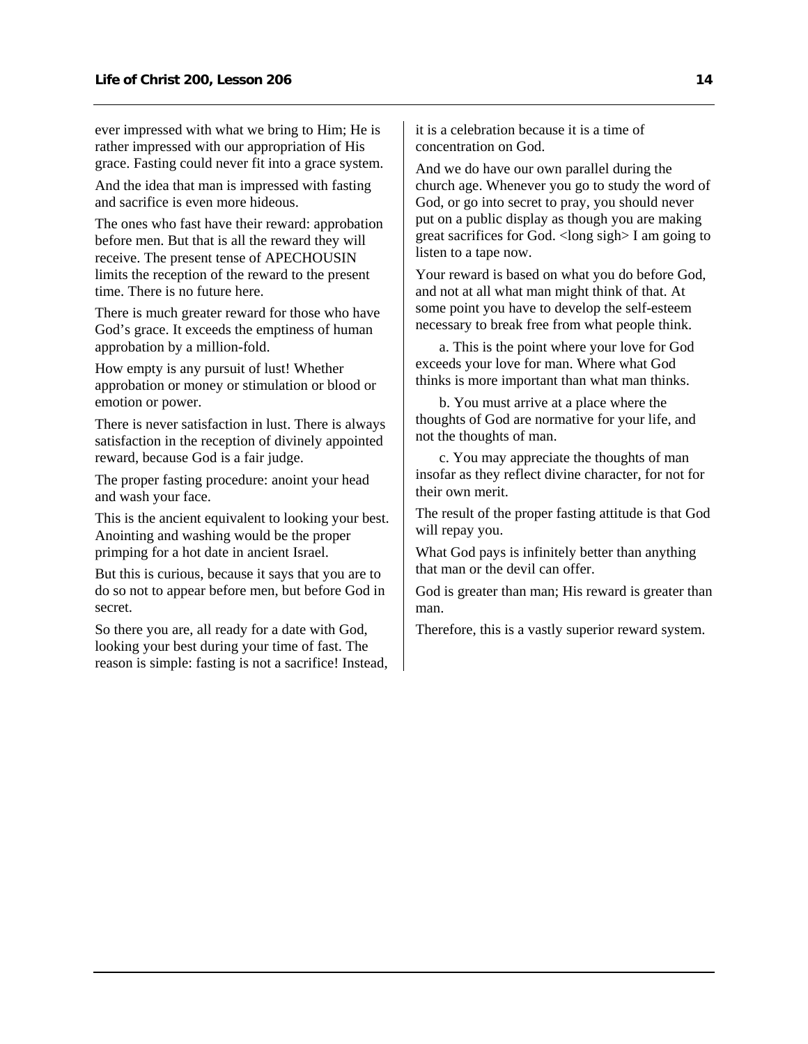ever impressed with what we bring to Him; He is rather impressed with our appropriation of His grace. Fasting could never fit into a grace system.

And the idea that man is impressed with fasting and sacrifice is even more hideous.

The ones who fast have their reward: approbation before men. But that is all the reward they will receive. The present tense of APECHOUSIN limits the reception of the reward to the present time. There is no future here.

There is much greater reward for those who have God's grace. It exceeds the emptiness of human approbation by a million-fold.

How empty is any pursuit of lust! Whether approbation or money or stimulation or blood or emotion or power.

There is never satisfaction in lust. There is always satisfaction in the reception of divinely appointed reward, because God is a fair judge.

The proper fasting procedure: anoint your head and wash your face.

This is the ancient equivalent to looking your best. Anointing and washing would be the proper primping for a hot date in ancient Israel.

But this is curious, because it says that you are to do so not to appear before men, but before God in secret.

So there you are, all ready for a date with God, looking your best during your time of fast. The reason is simple: fasting is not a sacrifice! Instead, it is a celebration because it is a time of concentration on God.

And we do have our own parallel during the church age. Whenever you go to study the word of God, or go into secret to pray, you should never put on a public display as though you are making great sacrifices for God. <long sigh> I am going to listen to a tape now.

Your reward is based on what you do before God, and not at all what man might think of that. At some point you have to develop the self-esteem necessary to break free from what people think.

a. This is the point where your love for God exceeds your love for man. Where what God thinks is more important than what man thinks.

b. You must arrive at a place where the thoughts of God are normative for your life, and not the thoughts of man.

c. You may appreciate the thoughts of man insofar as they reflect divine character, for not for their own merit.

The result of the proper fasting attitude is that God will repay you.

What God pays is infinitely better than anything that man or the devil can offer.

God is greater than man; His reward is greater than man.

Therefore, this is a vastly superior reward system.